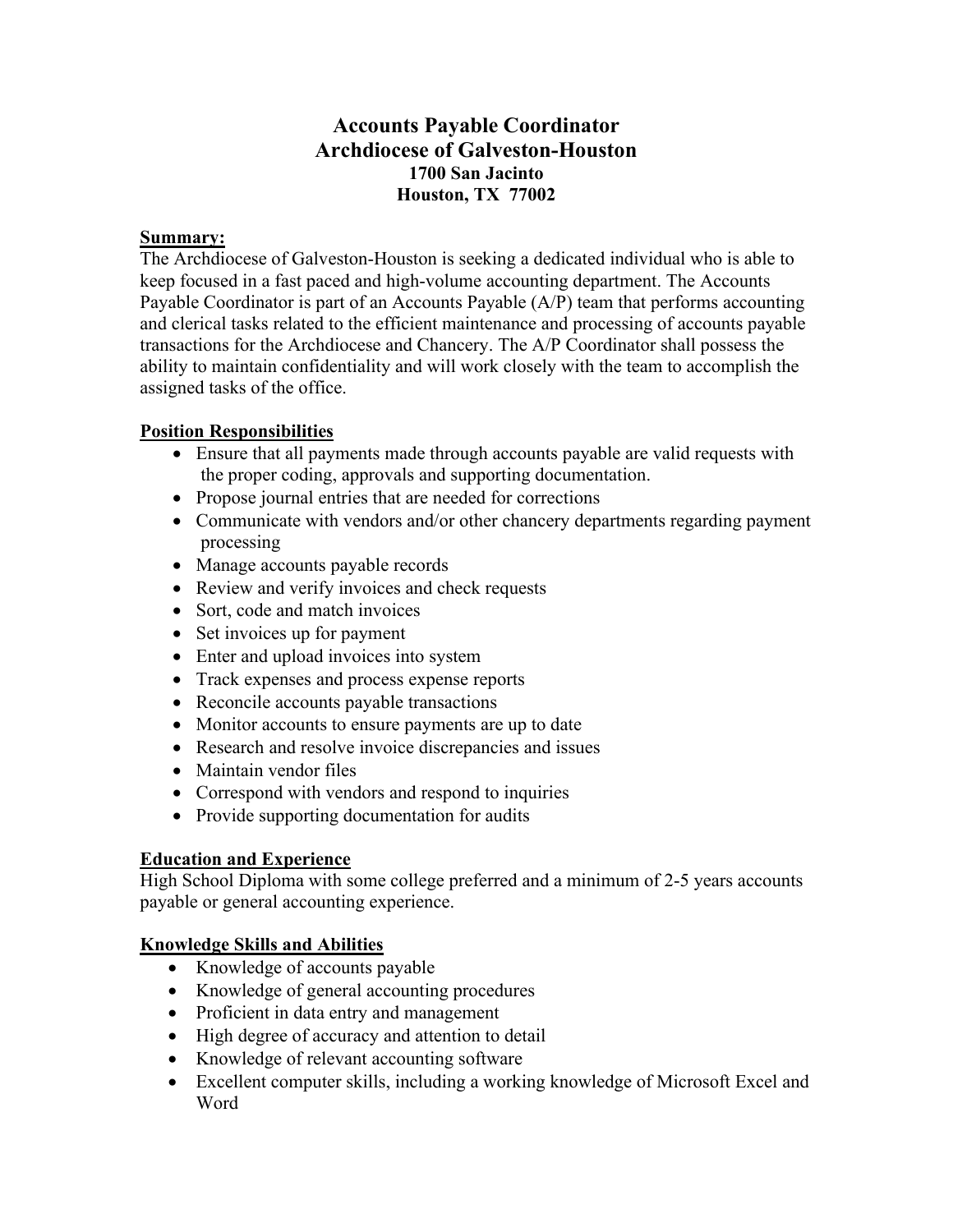# Accounts Payable Coordinator
## Archdiocese of Galveston-Houston
**1700 San Jacinto**
**Houston, TX 77002**

**Summary:**

The Archdiocese of Galveston-Houston is seeking a dedicated individual who is able to keep focused in a fast paced and high-volume accounting department. The Accounts Payable Coordinator is part of an Accounts Payable (A/P) team that performs accounting and clerical tasks related to the efficient maintenance and processing of accounts payable transactions for the Archdiocese and Chancery. The A/P Coordinator shall possess the ability to maintain confidentiality and will work closely with the team to accomplish the assigned tasks of the office.

**Position Responsibilities**

- Ensure that all payments made through accounts payable are valid requests with the proper coding, approvals and supporting documentation.
- Propose journal entries that are needed for corrections
- Communicate with vendors and/or other chancery departments regarding payment processing
- Manage accounts payable records
- Review and verify invoices and check requests
- Sort, code and match invoices
- Set invoices up for payment
- Enter and upload invoices into system
- Track expenses and process expense reports
- Reconcile accounts payable transactions
- Monitor accounts to ensure payments are up to date
- Research and resolve invoice discrepancies and issues
- Maintain vendor files
- Correspond with vendors and respond to inquiries
- Provide supporting documentation for audits

**Education and Experience**

High School Diploma with some college preferred and a minimum of 2-5 years accounts payable or general accounting experience.

**Knowledge Skills and Abilities**

- Knowledge of accounts payable
- Knowledge of general accounting procedures
- Proficient in data entry and management
- High degree of accuracy and attention to detail
- Knowledge of relevant accounting software
- Excellent computer skills, including a working knowledge of Microsoft Excel and Word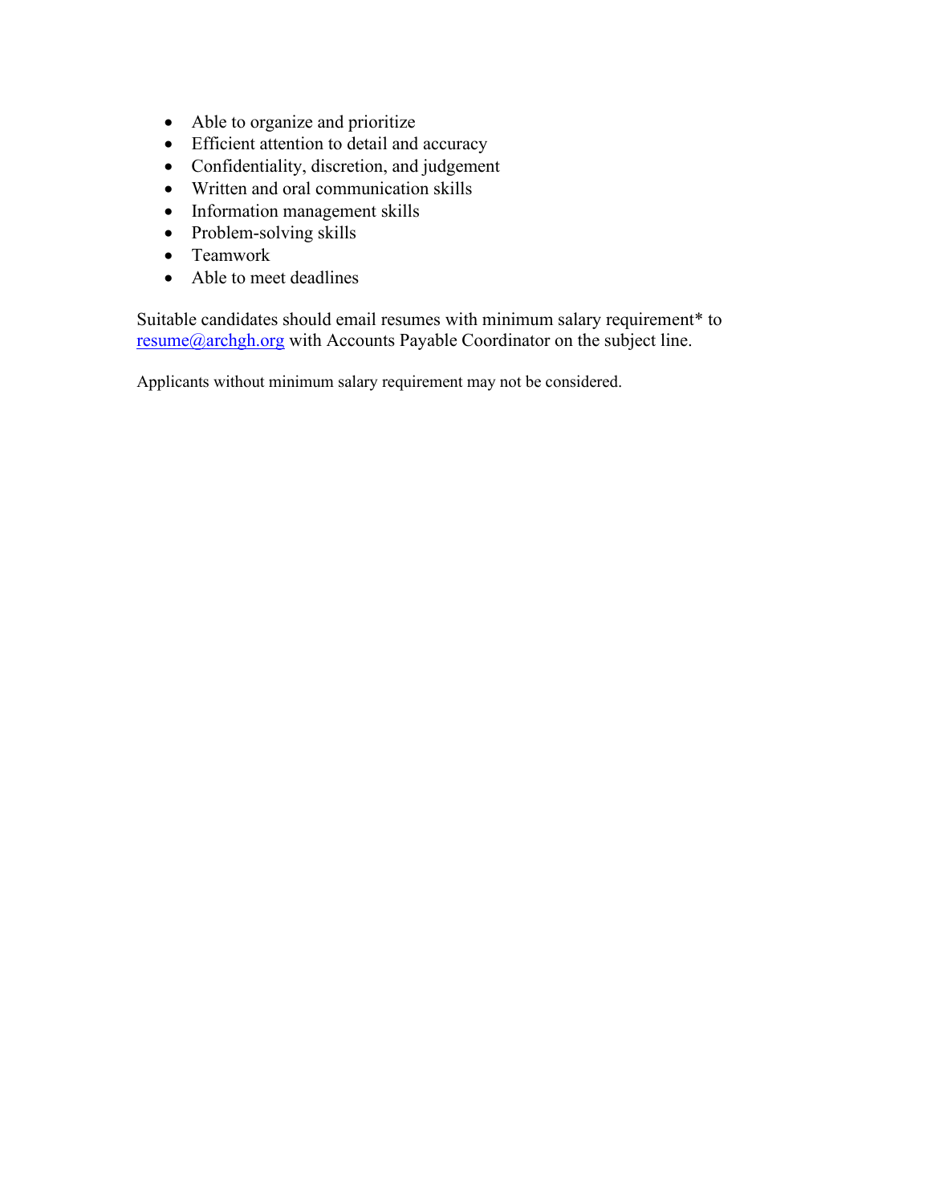- Able to organize and prioritize
- Efficient attention to detail and accuracy
- Confidentiality, discretion, and judgement
- Written and oral communication skills
- Information management skills
- Problem-solving skills
- Teamwork
- Able to meet deadlines

Suitable candidates should email resumes with minimum salary requirement* to resume@archgh.org with Accounts Payable Coordinator on the subject line.

Applicants without minimum salary requirement may not be considered.